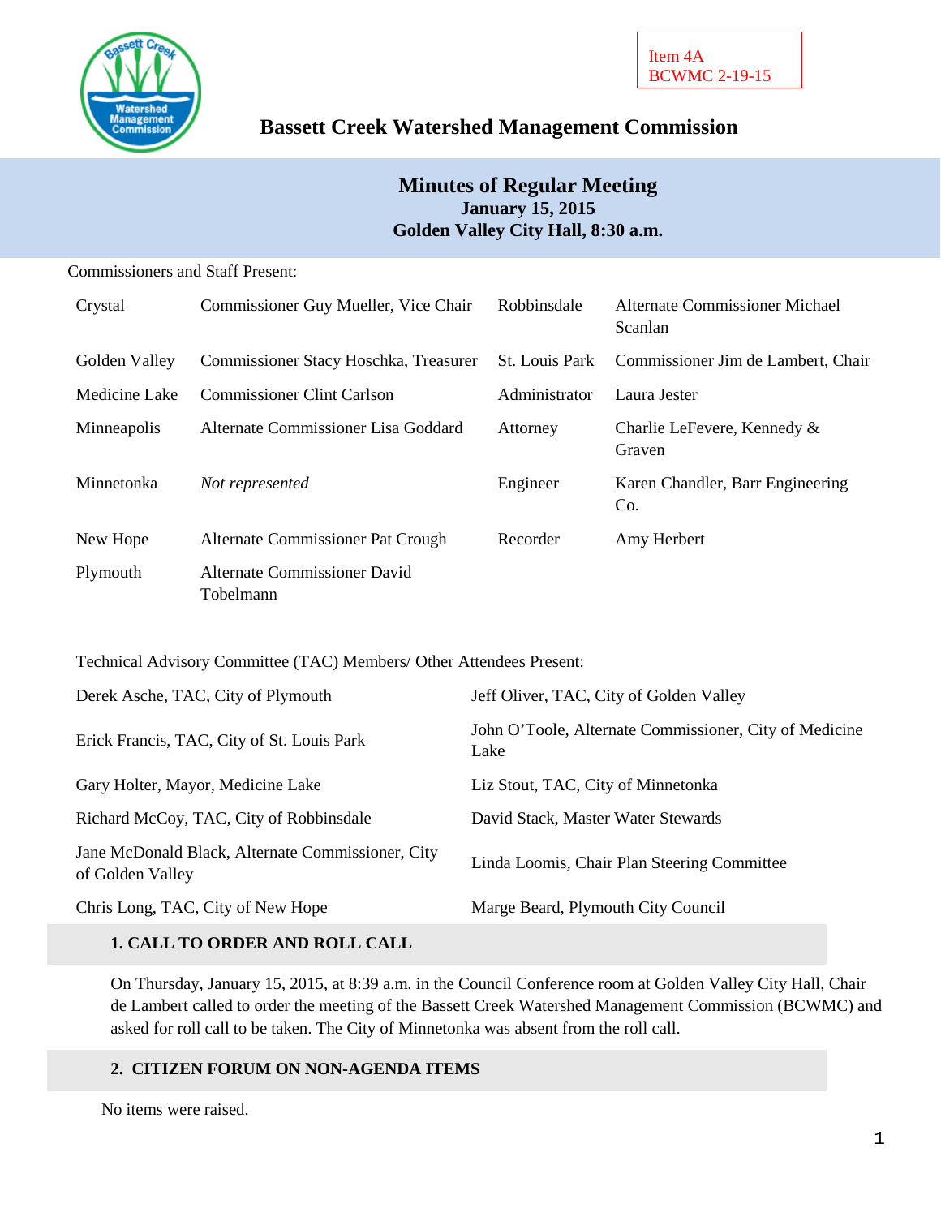Item 4A
BCWMC 2-19-15

# Bassett Creek Watershed Management Commission

## Minutes of Regular Meeting
**January 15, 2015**
**Golden Valley City Hall, 8:30 a.m.**

Commissioners and Staff Present:

| | | | |
|---|---|---|---|
| Crystal | Commissioner Guy Mueller, Vice Chair | Robbinsdale | Alternate Commissioner Michael Scanlan |
| Golden Valley | Commissioner Stacy Hoschka, Treasurer | St. Louis Park | Commissioner Jim de Lambert, Chair |
| Medicine Lake | Commissioner Clint Carlson | Administrator | Laura Jester |
| Minneapolis | Alternate Commissioner Lisa Goddard | Attorney | Charlie LeFevere, Kennedy & Graven |
| Minnetonka | *Not represented* | Engineer | Karen Chandler, Barr Engineering Co. |
| New Hope | Alternate Commissioner Pat Crough | Recorder | Amy Herbert |
| Plymouth | Alternate Commissioner David Tobelmann | | |

Technical Advisory Committee (TAC) Members/ Other Attendees Present:

| | |
|---|---|
| Derek Asche, TAC, City of Plymouth | Jeff Oliver, TAC, City of Golden Valley |
| Erick Francis, TAC, City of St. Louis Park | John O'Toole, Alternate Commissioner, City of Medicine Lake |
| Gary Holter, Mayor, Medicine Lake | Liz Stout, TAC, City of Minnetonka |
| Richard McCoy, TAC, City of Robbinsdale | David Stack, Master Water Stewards |
| Jane McDonald Black, Alternate Commissioner, City of Golden Valley | Linda Loomis, Chair Plan Steering Committee |
| Chris Long, TAC, City of New Hope | Marge Beard, Plymouth City Council |

### 1. CALL TO ORDER AND ROLL CALL

On Thursday, January 15, 2015, at 8:39 a.m. in the Council Conference room at Golden Valley City Hall, Chair de Lambert called to order the meeting of the Bassett Creek Watershed Management Commission (BCWMC) and asked for roll call to be taken. The City of Minnetonka was absent from the roll call.

### 2. CITIZEN FORUM ON NON-AGENDA ITEMS

No items were raised.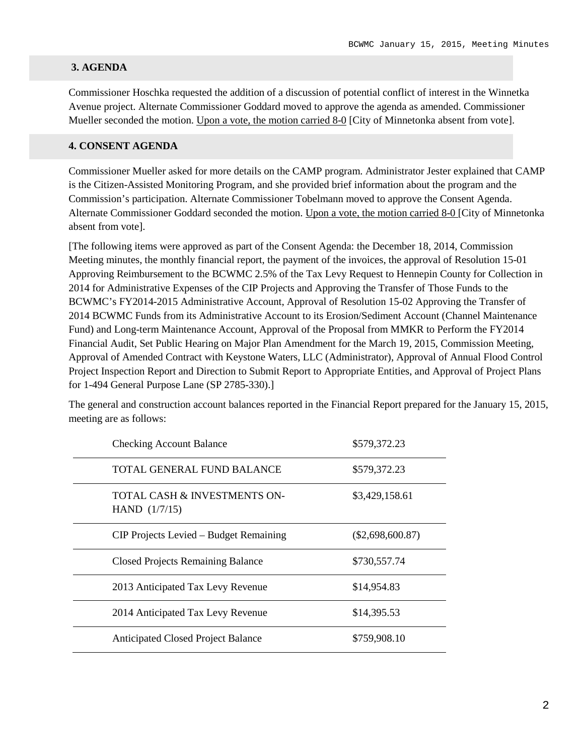## 3. AGENDA

Commissioner Hoschka requested the addition of a discussion of potential conflict of interest in the Winnetka Avenue project. Alternate Commissioner Goddard moved to approve the agenda as amended. Commissioner Mueller seconded the motion. Upon a vote, the motion carried 8-0 [City of Minnetonka absent from vote].

## 4. CONSENT AGENDA

Commissioner Mueller asked for more details on the CAMP program. Administrator Jester explained that CAMP is the Citizen-Assisted Monitoring Program, and she provided brief information about the program and the Commission's participation. Alternate Commissioner Tobelmann moved to approve the Consent Agenda. Alternate Commissioner Goddard seconded the motion. Upon a vote, the motion carried 8-0 [City of Minnetonka absent from vote].

[The following items were approved as part of the Consent Agenda: the December 18, 2014, Commission Meeting minutes, the monthly financial report, the payment of the invoices, the approval of Resolution 15-01 Approving Reimbursement to the BCWMC 2.5% of the Tax Levy Request to Hennepin County for Collection in 2014 for Administrative Expenses of the CIP Projects and Approving the Transfer of Those Funds to the BCWMC's FY2014-2015 Administrative Account, Approval of Resolution 15-02 Approving the Transfer of 2014 BCWMC Funds from its Administrative Account to its Erosion/Sediment Account (Channel Maintenance Fund) and Long-term Maintenance Account, Approval of the Proposal from MMKR to Perform the FY2014 Financial Audit, Set Public Hearing on Major Plan Amendment for the March 19, 2015, Commission Meeting, Approval of Amended Contract with Keystone Waters, LLC (Administrator), Approval of Annual Flood Control Project Inspection Report and Direction to Submit Report to Appropriate Entities, and Approval of Project Plans for 1-494 General Purpose Lane (SP 2785-330).]

The general and construction account balances reported in the Financial Report prepared for the January 15, 2015, meeting are as follows:

| | |
|---|---|
| Checking Account Balance | $579,372.23 |
| TOTAL GENERAL FUND BALANCE | $579,372.23 |
| TOTAL CASH & INVESTMENTS ON-HAND (1/7/15) | $3,429,158.61 |
| CIP Projects Levied – Budget Remaining | ($2,698,600.87) |
| Closed Projects Remaining Balance | $730,557.74 |
| 2013 Anticipated Tax Levy Revenue | $14,954.83 |
| 2014 Anticipated Tax Levy Revenue | $14,395.53 |
| Anticipated Closed Project Balance | $759,908.10 |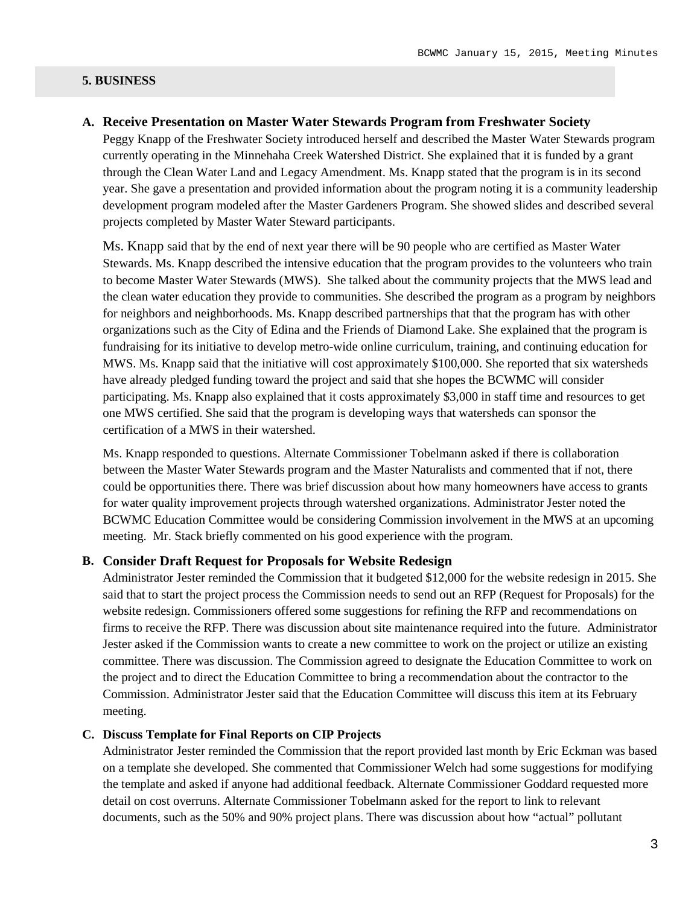## 5. BUSINESS

### A. Receive Presentation on Master Water Stewards Program from Freshwater Society

Peggy Knapp of the Freshwater Society introduced herself and described the Master Water Stewards program currently operating in the Minnehaha Creek Watershed District. She explained that it is funded by a grant through the Clean Water Land and Legacy Amendment. Ms. Knapp stated that the program is in its second year. She gave a presentation and provided information about the program noting it is a community leadership development program modeled after the Master Gardeners Program. She showed slides and described several projects completed by Master Water Steward participants.

Ms. Knapp said that by the end of next year there will be 90 people who are certified as Master Water Stewards. Ms. Knapp described the intensive education that the program provides to the volunteers who train to become Master Water Stewards (MWS). She talked about the community projects that the MWS lead and the clean water education they provide to communities. She described the program as a program by neighbors for neighbors and neighborhoods. Ms. Knapp described partnerships that that the program has with other organizations such as the City of Edina and the Friends of Diamond Lake. She explained that the program is fundraising for its initiative to develop metro-wide online curriculum, training, and continuing education for MWS. Ms. Knapp said that the initiative will cost approximately $100,000. She reported that six watersheds have already pledged funding toward the project and said that she hopes the BCWMC will consider participating. Ms. Knapp also explained that it costs approximately $3,000 in staff time and resources to get one MWS certified. She said that the program is developing ways that watersheds can sponsor the certification of a MWS in their watershed.

Ms. Knapp responded to questions. Alternate Commissioner Tobelmann asked if there is collaboration between the Master Water Stewards program and the Master Naturalists and commented that if not, there could be opportunities there. There was brief discussion about how many homeowners have access to grants for water quality improvement projects through watershed organizations. Administrator Jester noted the BCWMC Education Committee would be considering Commission involvement in the MWS at an upcoming meeting. Mr. Stack briefly commented on his good experience with the program.

### B. Consider Draft Request for Proposals for Website Redesign

Administrator Jester reminded the Commission that it budgeted $12,000 for the website redesign in 2015. She said that to start the project process the Commission needs to send out an RFP (Request for Proposals) for the website redesign. Commissioners offered some suggestions for refining the RFP and recommendations on firms to receive the RFP. There was discussion about site maintenance required into the future. Administrator Jester asked if the Commission wants to create a new committee to work on the project or utilize an existing committee. There was discussion. The Commission agreed to designate the Education Committee to work on the project and to direct the Education Committee to bring a recommendation about the contractor to the Commission. Administrator Jester said that the Education Committee will discuss this item at its February meeting.

### C. Discuss Template for Final Reports on CIP Projects

Administrator Jester reminded the Commission that the report provided last month by Eric Eckman was based on a template she developed. She commented that Commissioner Welch had some suggestions for modifying the template and asked if anyone had additional feedback. Alternate Commissioner Goddard requested more detail on cost overruns. Alternate Commissioner Tobelmann asked for the report to link to relevant documents, such as the 50% and 90% project plans. There was discussion about how "actual" pollutant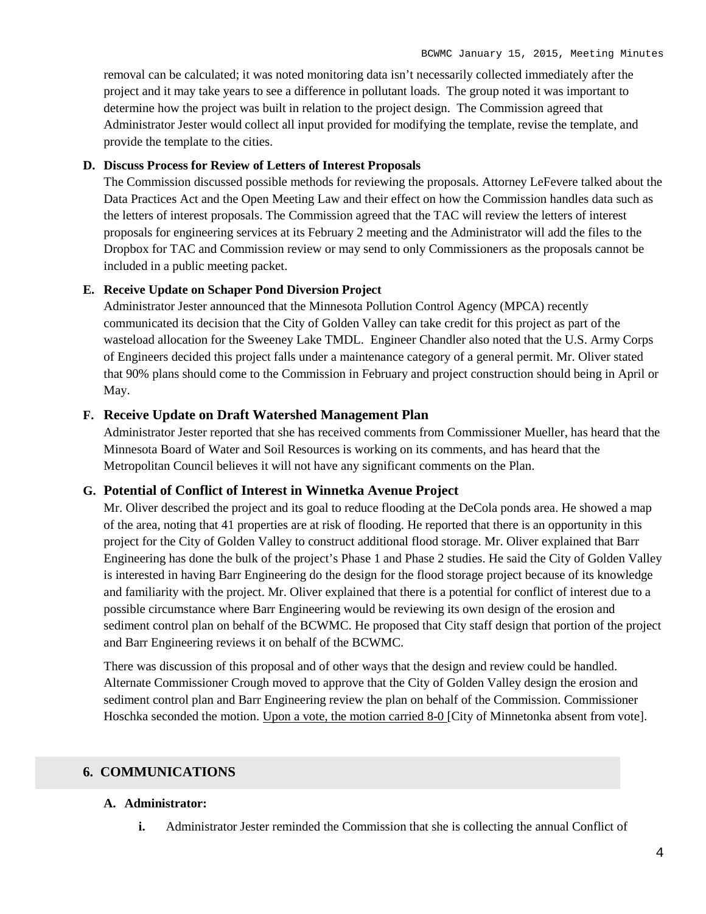removal can be calculated; it was noted monitoring data isn't necessarily collected immediately after the project and it may take years to see a difference in pollutant loads. The group noted it was important to determine how the project was built in relation to the project design. The Commission agreed that Administrator Jester would collect all input provided for modifying the template, revise the template, and provide the template to the cities.

**D. Discuss Process for Review of Letters of Interest Proposals**

The Commission discussed possible methods for reviewing the proposals. Attorney LeFevere talked about the Data Practices Act and the Open Meeting Law and their effect on how the Commission handles data such as the letters of interest proposals. The Commission agreed that the TAC will review the letters of interest proposals for engineering services at its February 2 meeting and the Administrator will add the files to the Dropbox for TAC and Commission review or may send to only Commissioners as the proposals cannot be included in a public meeting packet.

**E. Receive Update on Schaper Pond Diversion Project**

Administrator Jester announced that the Minnesota Pollution Control Agency (MPCA) recently communicated its decision that the City of Golden Valley can take credit for this project as part of the wasteload allocation for the Sweeney Lake TMDL. Engineer Chandler also noted that the U.S. Army Corps of Engineers decided this project falls under a maintenance category of a general permit. Mr. Oliver stated that 90% plans should come to the Commission in February and project construction should being in April or May.

**F. Receive Update on Draft Watershed Management Plan**

Administrator Jester reported that she has received comments from Commissioner Mueller, has heard that the Minnesota Board of Water and Soil Resources is working on its comments, and has heard that the Metropolitan Council believes it will not have any significant comments on the Plan.

**G. Potential of Conflict of Interest in Winnetka Avenue Project**

Mr. Oliver described the project and its goal to reduce flooding at the DeCola ponds area. He showed a map of the area, noting that 41 properties are at risk of flooding. He reported that there is an opportunity in this project for the City of Golden Valley to construct additional flood storage. Mr. Oliver explained that Barr Engineering has done the bulk of the project's Phase 1 and Phase 2 studies. He said the City of Golden Valley is interested in having Barr Engineering do the design for the flood storage project because of its knowledge and familiarity with the project. Mr. Oliver explained that there is a potential for conflict of interest due to a possible circumstance where Barr Engineering would be reviewing its own design of the erosion and sediment control plan on behalf of the BCWMC. He proposed that City staff design that portion of the project and Barr Engineering reviews it on behalf of the BCWMC.

There was discussion of this proposal and of other ways that the design and review could be handled. Alternate Commissioner Crough moved to approve that the City of Golden Valley design the erosion and sediment control plan and Barr Engineering review the plan on behalf of the Commission. Commissioner Hoschka seconded the motion. Upon a vote, the motion carried 8-0 [City of Minnetonka absent from vote].

## 6. COMMUNICATIONS

**A. Administrator:**

- **i.** Administrator Jester reminded the Commission that she is collecting the annual Conflict of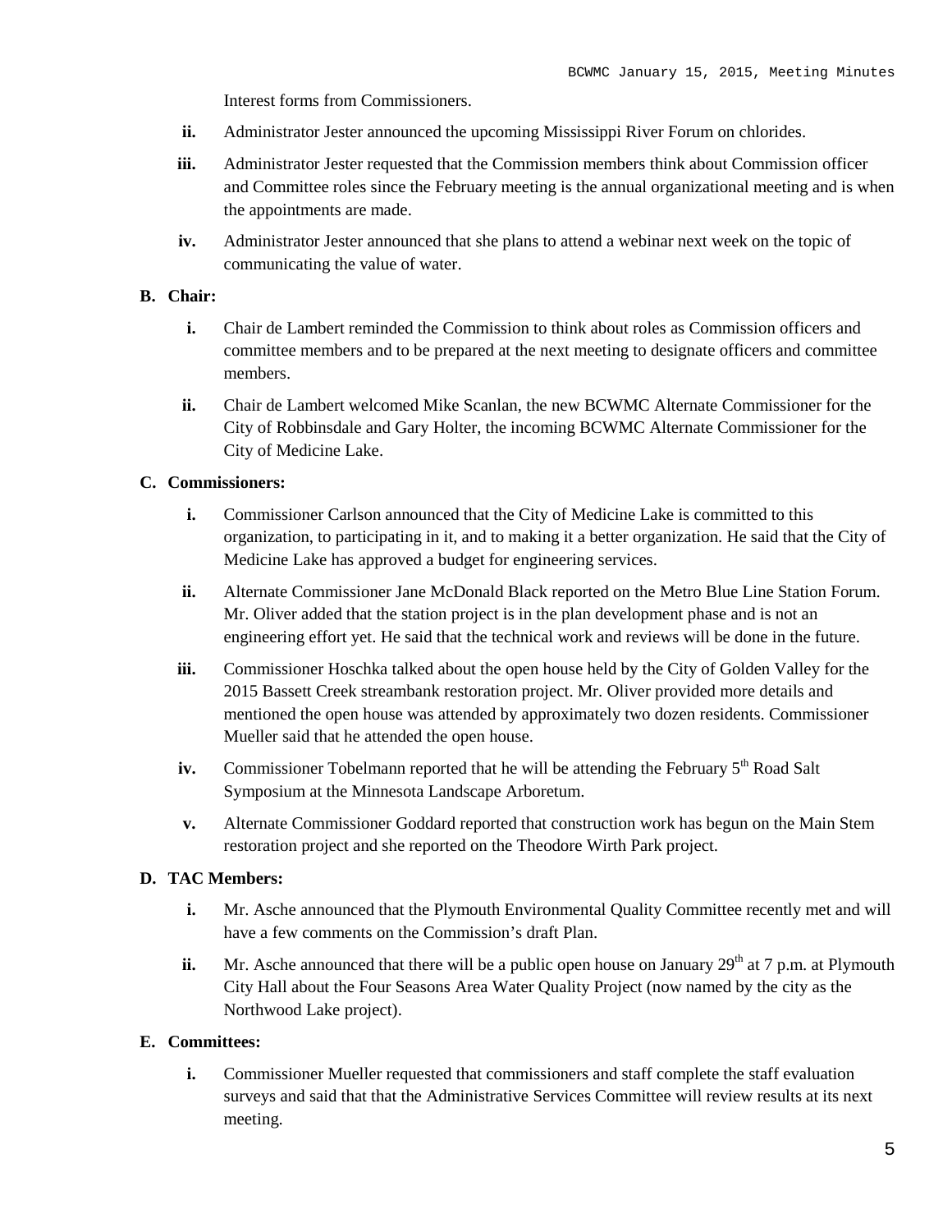Interest forms from Commissioners.

- **ii.** Administrator Jester announced the upcoming Mississippi River Forum on chlorides.
- **iii.** Administrator Jester requested that the Commission members think about Commission officer and Committee roles since the February meeting is the annual organizational meeting and is when the appointments are made.
- **iv.** Administrator Jester announced that she plans to attend a webinar next week on the topic of communicating the value of water.

**B. Chair:**

- **i.** Chair de Lambert reminded the Commission to think about roles as Commission officers and committee members and to be prepared at the next meeting to designate officers and committee members.
- **ii.** Chair de Lambert welcomed Mike Scanlan, the new BCWMC Alternate Commissioner for the City of Robbinsdale and Gary Holter, the incoming BCWMC Alternate Commissioner for the City of Medicine Lake.

**C. Commissioners:**

- **i.** Commissioner Carlson announced that the City of Medicine Lake is committed to this organization, to participating in it, and to making it a better organization. He said that the City of Medicine Lake has approved a budget for engineering services.
- **ii.** Alternate Commissioner Jane McDonald Black reported on the Metro Blue Line Station Forum. Mr. Oliver added that the station project is in the plan development phase and is not an engineering effort yet. He said that the technical work and reviews will be done in the future.
- **iii.** Commissioner Hoschka talked about the open house held by the City of Golden Valley for the 2015 Bassett Creek streambank restoration project. Mr. Oliver provided more details and mentioned the open house was attended by approximately two dozen residents. Commissioner Mueller said that he attended the open house.
- **iv.** Commissioner Tobelmann reported that he will be attending the February 5th Road Salt Symposium at the Minnesota Landscape Arboretum.
- **v.** Alternate Commissioner Goddard reported that construction work has begun on the Main Stem restoration project and she reported on the Theodore Wirth Park project.

**D. TAC Members:**

- **i.** Mr. Asche announced that the Plymouth Environmental Quality Committee recently met and will have a few comments on the Commission's draft Plan.
- **ii.** Mr. Asche announced that there will be a public open house on January 29th at 7 p.m. at Plymouth City Hall about the Four Seasons Area Water Quality Project (now named by the city as the Northwood Lake project).

**E. Committees:**

- **i.** Commissioner Mueller requested that commissioners and staff complete the staff evaluation surveys and said that that the Administrative Services Committee will review results at its next meeting.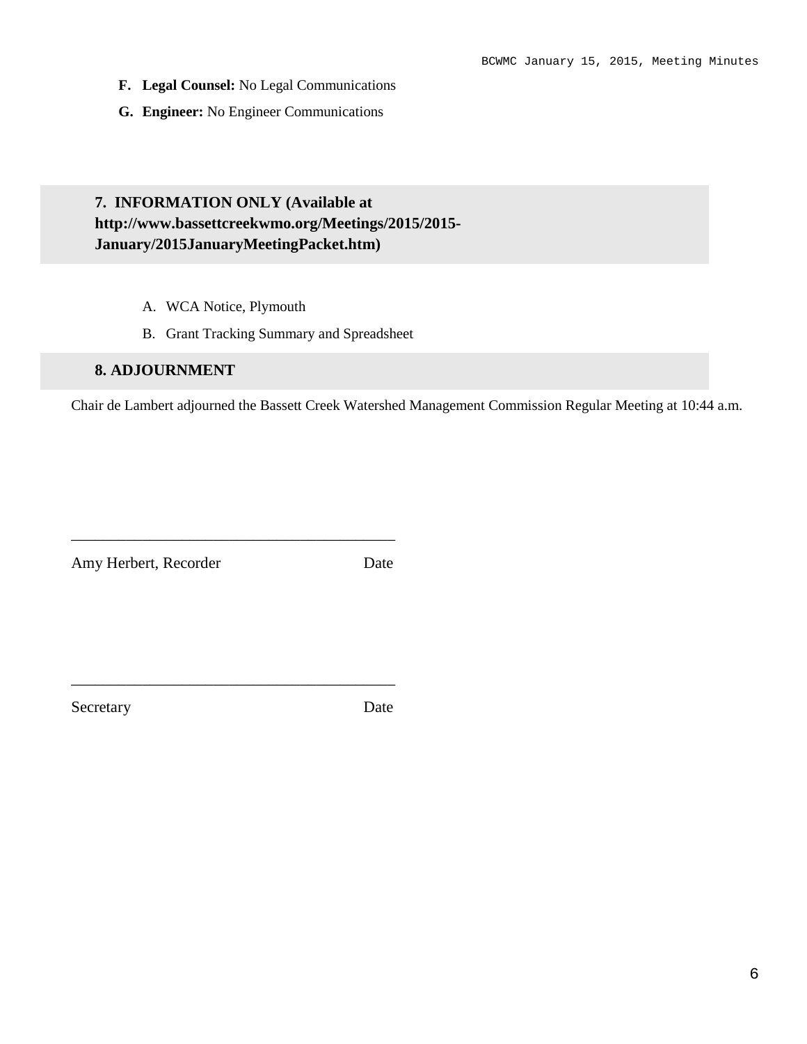**F. Legal Counsel:** No Legal Communications

**G. Engineer:** No Engineer Communications

## 7. INFORMATION ONLY (Available at http://www.bassettcreekwmo.org/Meetings/2015/2015-January/2015JanuaryMeetingPacket.htm)

A. WCA Notice, Plymouth

B. Grant Tracking Summary and Spreadsheet

## 8. ADJOURNMENT

Chair de Lambert adjourned the Bassett Creek Watershed Management Commission Regular Meeting at 10:44 a.m.

\_\_\_\_\_\_\_\_\_\_\_\_\_\_\_\_\_\_\_\_\_\_\_\_\_\_\_\_\_\_\_\_\_\_\_\_\_\_\_\_

Amy Herbert, Recorder Date

\_\_\_\_\_\_\_\_\_\_\_\_\_\_\_\_\_\_\_\_\_\_\_\_\_\_\_\_\_\_\_\_\_\_\_\_\_\_\_\_

Secretary Date